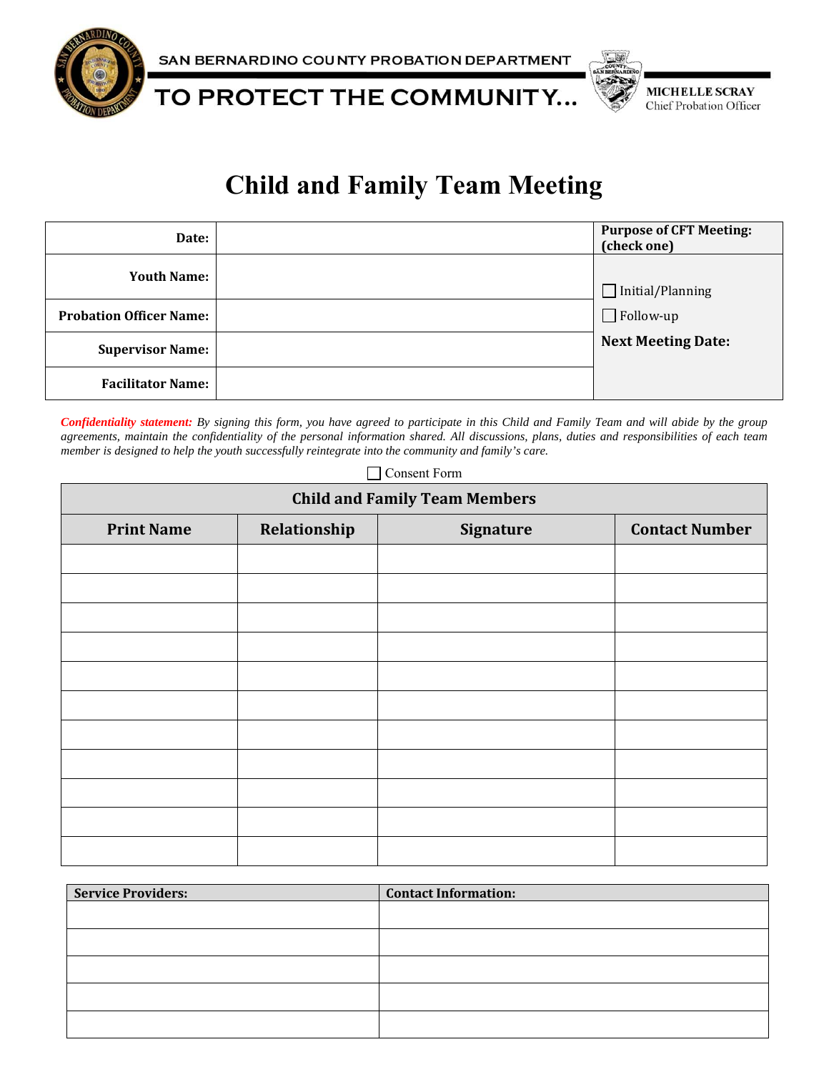SAN BERNARDINO COUNTY PROBATION DEPARTMENT

TO PROTECT THE COMMUNITY...

**MICHELLE SCRAY**
Chief Probation Officer

# Child and Family Team Meeting

| | | |
|---|---|---|
| **Date:** | | **Purpose of CFT Meeting: (check one)** |
| **Youth Name:** | | ☐ Initial/Planning |
| **Probation Officer Name:** | | ☐ Follow-up |
| **Supervisor Name:** | | **Next Meeting Date:** |
| **Facilitator Name:** | | |

***Confidentiality statement:*** *By signing this form, you have agreed to participate in this Child and Family Team and will abide by the group agreements, maintain the confidentiality of the personal information shared. All discussions, plans, duties and responsibilities of each team member is designed to help the youth successfully reintegrate into the community and family's care.*

☐ Consent Form

| **Child and Family Team Members** | | | |
|---|---|---|---|
| **Print Name** | **Relationship** | **Signature** | **Contact Number** |
| | | | |
| | | | |
| | | | |
| | | | |
| | | | |
| | | | |
| | | | |
| | | | |
| | | | |
| | | | |
| | | | |

| **Service Providers:** | **Contact Information:** |
|---|---|
| | |
| | |
| | |
| | |
| | |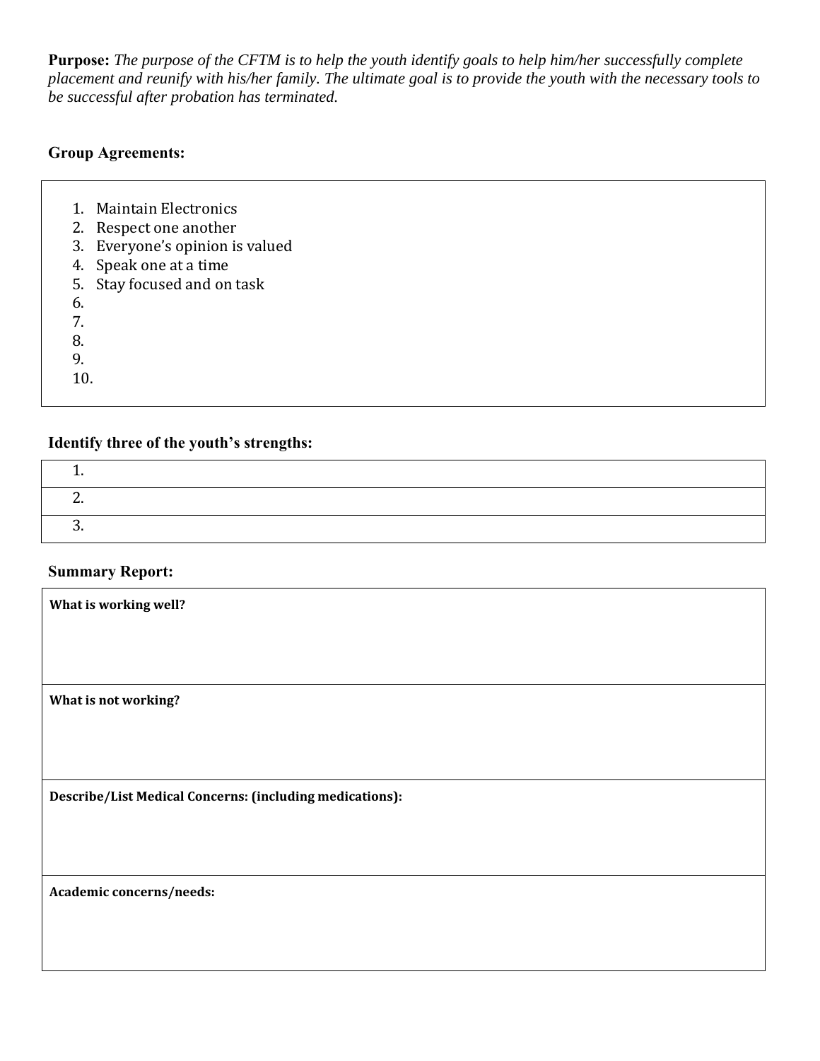**Purpose:** *The purpose of the CFTM is to help the youth identify goals to help him/her successfully complete placement and reunify with his/her family. The ultimate goal is to provide the youth with the necessary tools to be successful after probation has terminated.*

**Group Agreements:**

1. Maintain Electronics
2. Respect one another
3. Everyone's opinion is valued
4. Speak one at a time
5. Stay focused and on task
6. 
7. 
8. 
9. 
10. 

**Identify three of the youth's strengths:**

| 1. |
|---|
| 2. |
| 3. |

**Summary Report:**

| **What is working well?** |
|---|
| **What is not working?** |
| **Describe/List Medical Concerns: (including medications):** |
| **Academic concerns/needs:** |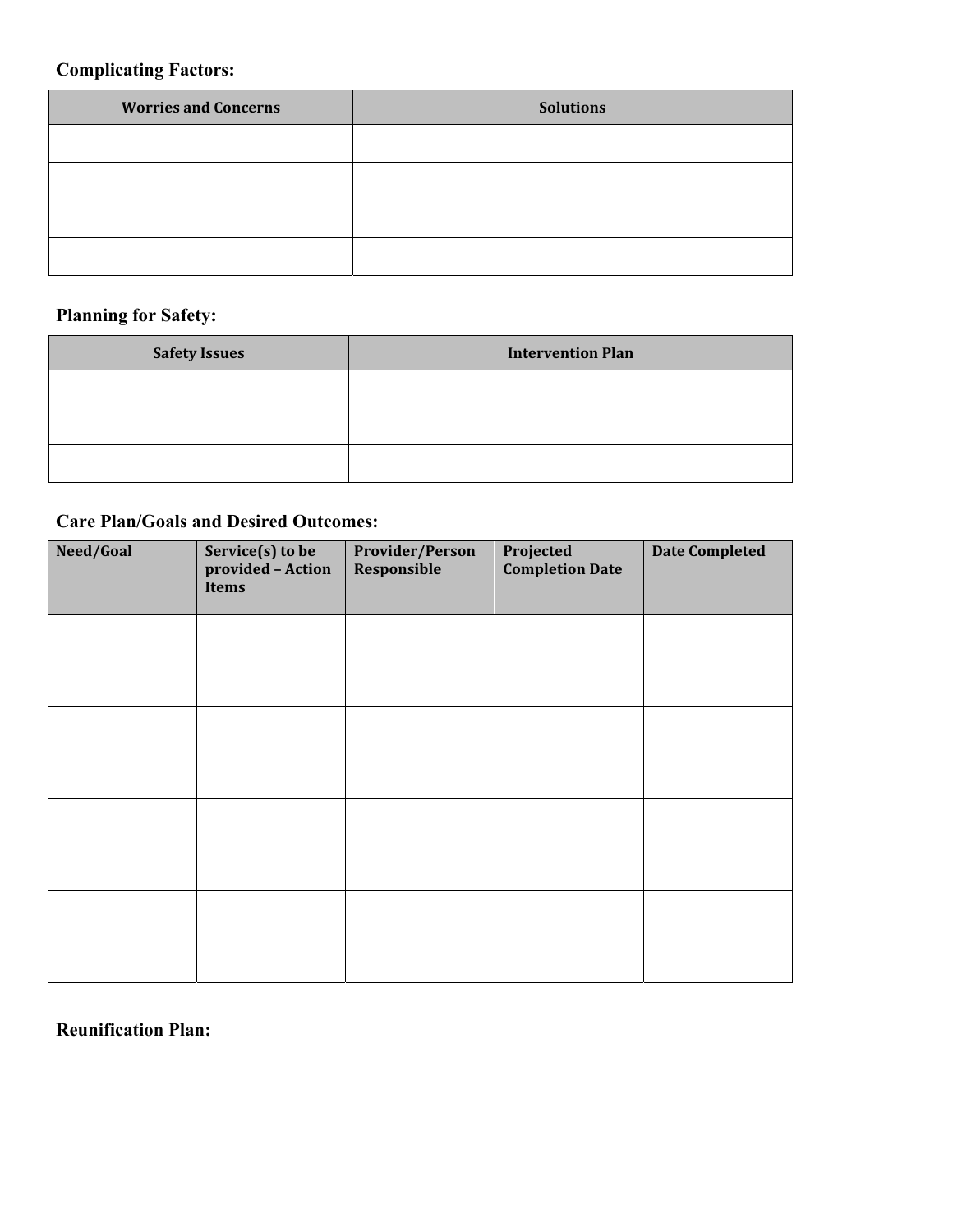**Complicating Factors:**

| Worries and Concerns | Solutions |
|---|---|
| | |
| | |
| | |
| | |

**Planning for Safety:**

| Safety Issues | Intervention Plan |
|---|---|
| | |
| | |
| | |

**Care Plan/Goals and Desired Outcomes:**

| Need/Goal | Service(s) to be provided – Action Items | Provider/Person Responsible | Projected Completion Date | Date Completed |
|---|---|---|---|---|
| | | | | |
| | | | | |
| | | | | |
| | | | | |

**Reunification Plan:**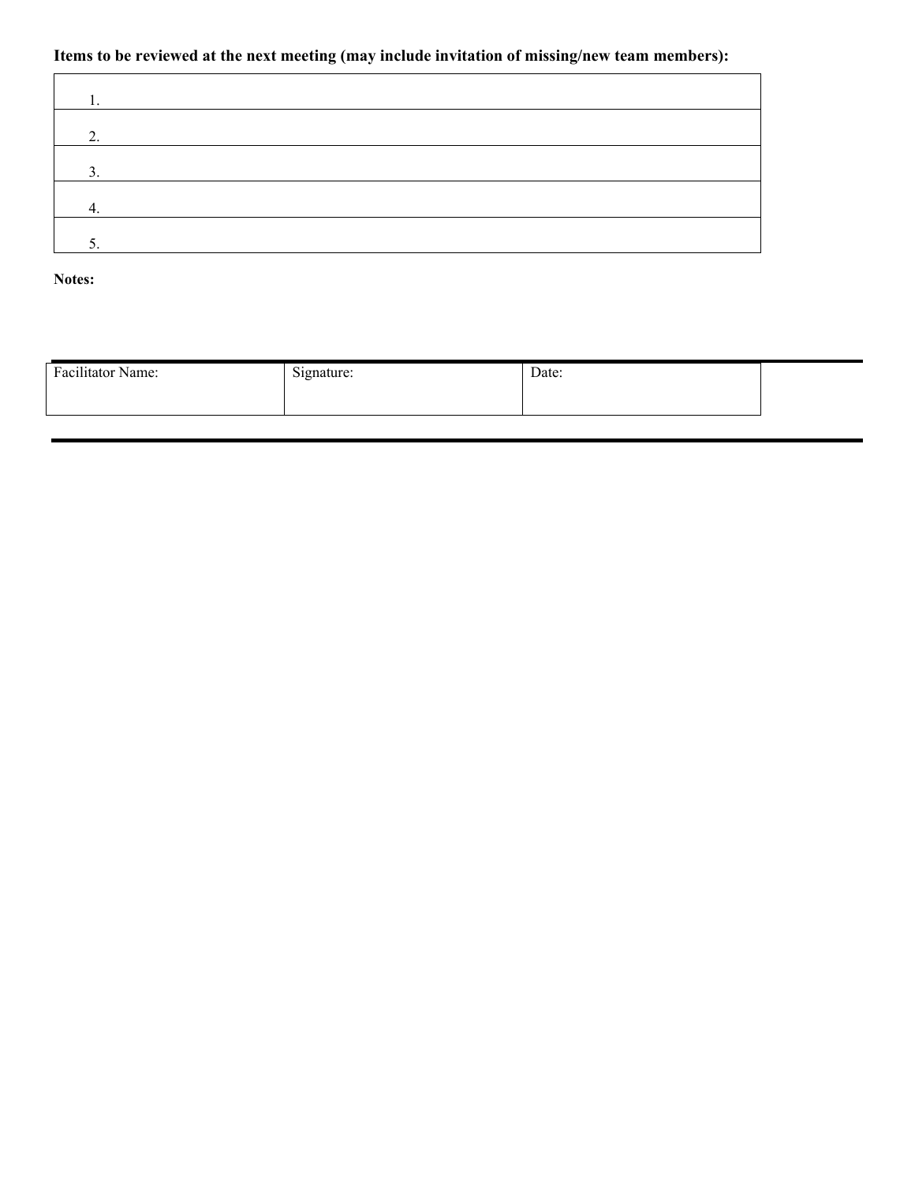**Items to be reviewed at the next meeting (may include invitation of missing/new team members):**

| |
|---|
| 1. |
| 2. |
| 3. |
| 4. |
| 5. |

**Notes:**

| Facilitator Name: | Signature: | Date: |
|---|---|---|
| | | |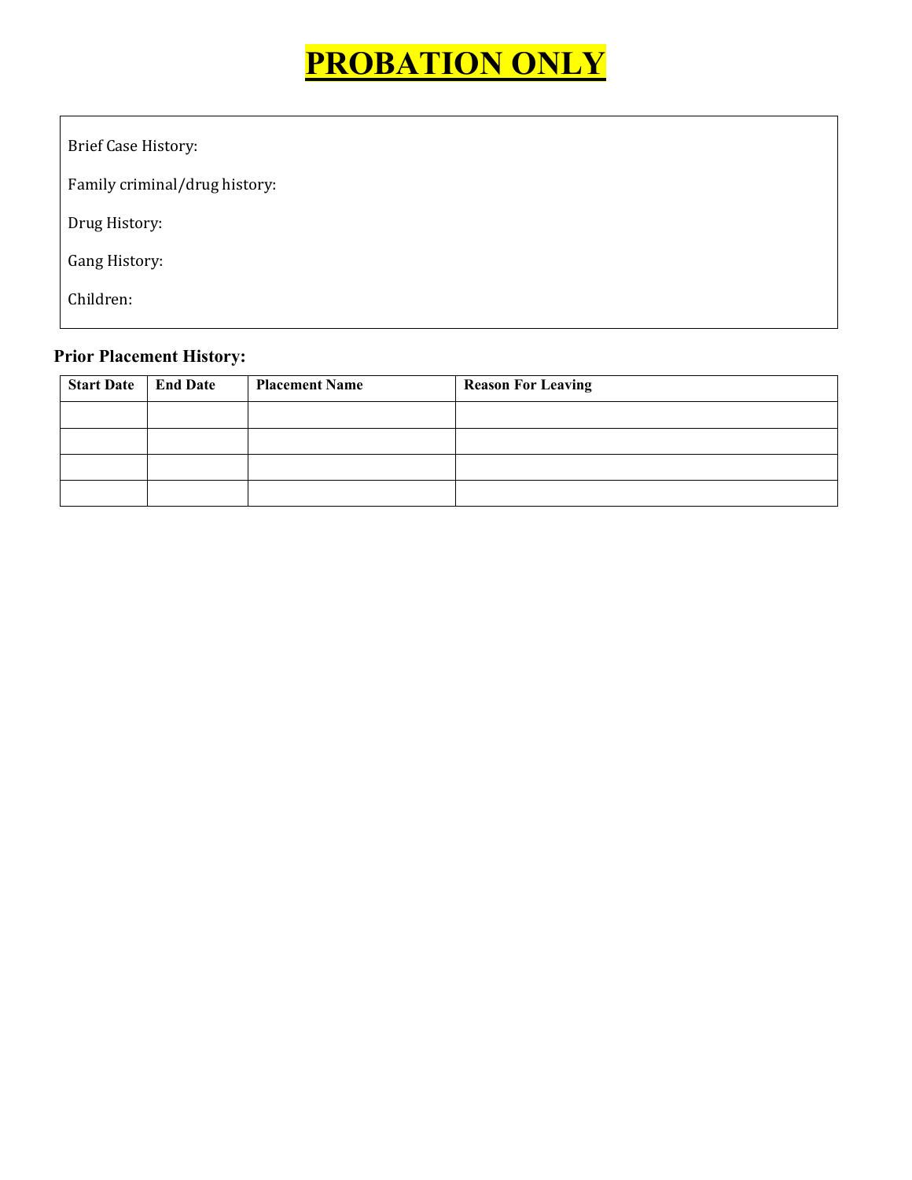# PROBATION ONLY

Brief Case History:

Family criminal/drug history:

Drug History:

Gang History:

Children:

**Prior Placement History:**

| Start Date | End Date | Placement Name | Reason For Leaving |
|---|---|---|---|
| | | | |
| | | | |
| | | | |
| | | | |